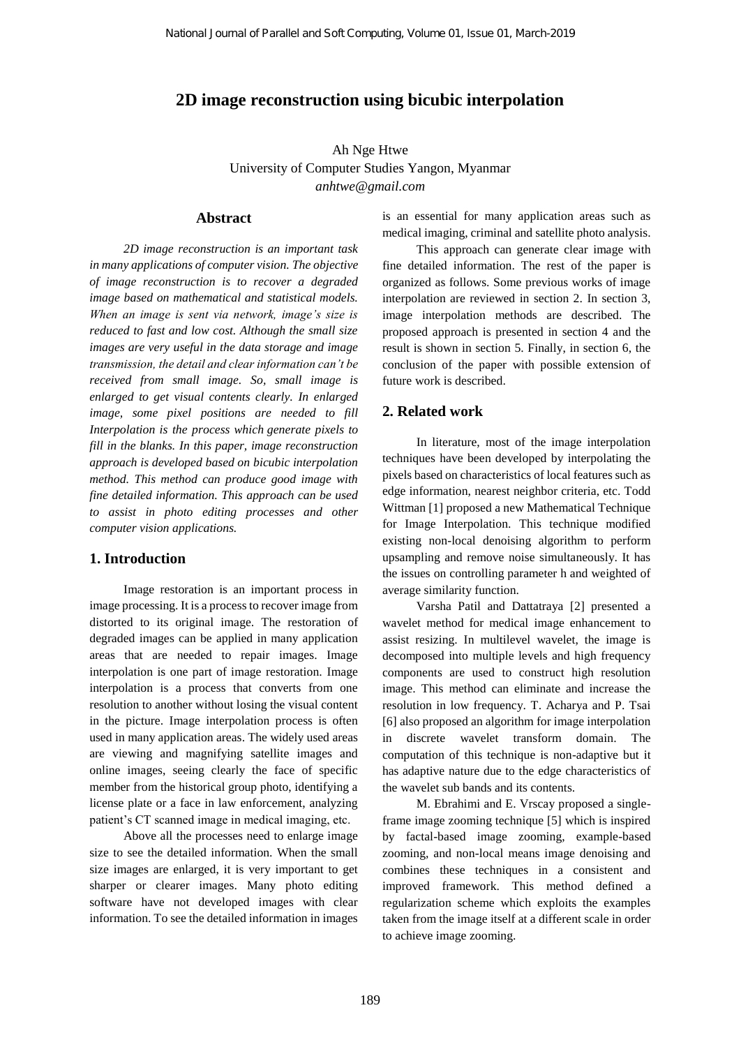# 2D image reconstruction using bicubic interpolation

Ah Nge Htwe
University of Computer Studies Yangon, Myanmar
*anhtwe@gmail.com*

## Abstract

*2D image reconstruction is an important task in many applications of computer vision. The objective of image reconstruction is to recover a degraded image based on mathematical and statistical models. When an image is sent via network, image's size is reduced to fast and low cost. Although the small size images are very useful in the data storage and image transmission, the detail and clear information can't be received from small image. So, small image is enlarged to get visual contents clearly. In enlarged image, some pixel positions are needed to fill Interpolation is the process which generate pixels to fill in the blanks. In this paper, image reconstruction approach is developed based on bicubic interpolation method. This method can produce good image with fine detailed information. This approach can be used to assist in photo editing processes and other computer vision applications.*

## 1. Introduction

Image restoration is an important process in image processing. It is a process to recover image from distorted to its original image. The restoration of degraded images can be applied in many application areas that are needed to repair images. Image interpolation is one part of image restoration. Image interpolation is a process that converts from one resolution to another without losing the visual content in the picture. Image interpolation process is often used in many application areas. The widely used areas are viewing and magnifying satellite images and online images, seeing clearly the face of specific member from the historical group photo, identifying a license plate or a face in law enforcement, analyzing patient's CT scanned image in medical imaging, etc.

Above all the processes need to enlarge image size to see the detailed information. When the small size images are enlarged, it is very important to get sharper or clearer images. Many photo editing software have not developed images with clear information. To see the detailed information in images is an essential for many application areas such as medical imaging, criminal and satellite photo analysis.

This approach can generate clear image with fine detailed information. The rest of the paper is organized as follows. Some previous works of image interpolation are reviewed in section 2. In section 3, image interpolation methods are described. The proposed approach is presented in section 4 and the result is shown in section 5. Finally, in section 6, the conclusion of the paper with possible extension of future work is described.

## 2. Related work

In literature, most of the image interpolation techniques have been developed by interpolating the pixels based on characteristics of local features such as edge information, nearest neighbor criteria, etc. Todd Wittman [1] proposed a new Mathematical Technique for Image Interpolation. This technique modified existing non-local denoising algorithm to perform upsampling and remove noise simultaneously. It has the issues on controlling parameter h and weighted of average similarity function.

Varsha Patil and Dattatraya [2] presented a wavelet method for medical image enhancement to assist resizing. In multilevel wavelet, the image is decomposed into multiple levels and high frequency components are used to construct high resolution image. This method can eliminate and increase the resolution in low frequency. T. Acharya and P. Tsai [6] also proposed an algorithm for image interpolation in discrete wavelet transform domain. The computation of this technique is non-adaptive but it has adaptive nature due to the edge characteristics of the wavelet sub bands and its contents.

M. Ebrahimi and E. Vrscay proposed a single-frame image zooming technique [5] which is inspired by factal-based image zooming, example-based zooming, and non-local means image denoising and combines these techniques in a consistent and improved framework. This method defined a regularization scheme which exploits the examples taken from the image itself at a different scale in order to achieve image zooming.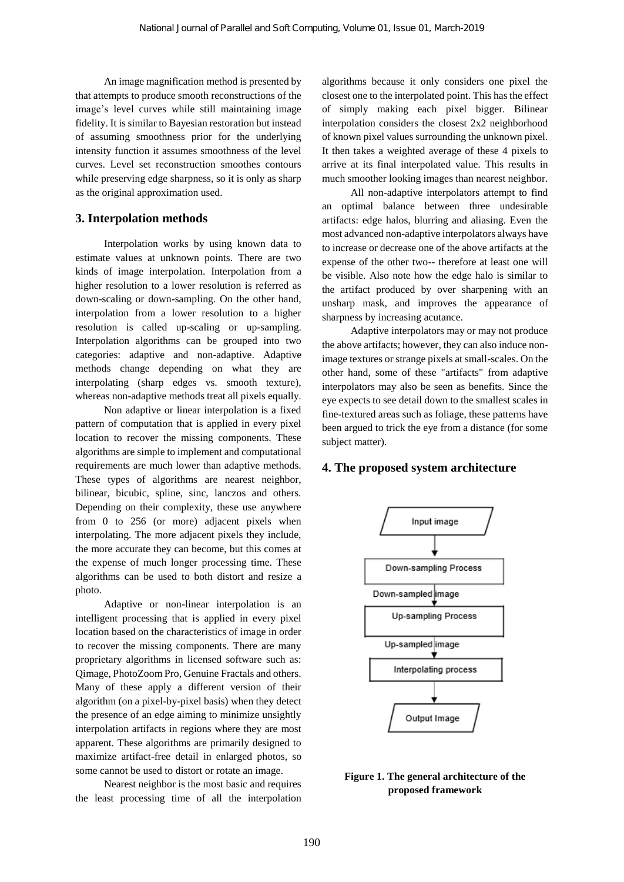An image magnification method is presented by that attempts to produce smooth reconstructions of the image's level curves while still maintaining image fidelity. It is similar to Bayesian restoration but instead of assuming smoothness prior for the underlying intensity function it assumes smoothness of the level curves. Level set reconstruction smoothes contours while preserving edge sharpness, so it is only as sharp as the original approximation used.

## 3. Interpolation methods

Interpolation works by using known data to estimate values at unknown points. There are two kinds of image interpolation. Interpolation from a higher resolution to a lower resolution is referred as down-scaling or down-sampling. On the other hand, interpolation from a lower resolution to a higher resolution is called up-scaling or up-sampling. Interpolation algorithms can be grouped into two categories: adaptive and non-adaptive. Adaptive methods change depending on what they are interpolating (sharp edges vs. smooth texture), whereas non-adaptive methods treat all pixels equally.

Non adaptive or linear interpolation is a fixed pattern of computation that is applied in every pixel location to recover the missing components. These algorithms are simple to implement and computational requirements are much lower than adaptive methods. These types of algorithms are nearest neighbor, bilinear, bicubic, spline, sinc, lanczos and others. Depending on their complexity, these use anywhere from 0 to 256 (or more) adjacent pixels when interpolating. The more adjacent pixels they include, the more accurate they can become, but this comes at the expense of much longer processing time. These algorithms can be used to both distort and resize a photo.

Adaptive or non-linear interpolation is an intelligent processing that is applied in every pixel location based on the characteristics of image in order to recover the missing components. There are many proprietary algorithms in licensed software such as: Qimage, PhotoZoom Pro, Genuine Fractals and others. Many of these apply a different version of their algorithm (on a pixel-by-pixel basis) when they detect the presence of an edge aiming to minimize unsightly interpolation artifacts in regions where they are most apparent. These algorithms are primarily designed to maximize artifact-free detail in enlarged photos, so some cannot be used to distort or rotate an image.

Nearest neighbor is the most basic and requires the least processing time of all the interpolation algorithms because it only considers one pixel the closest one to the interpolated point. This has the effect of simply making each pixel bigger. Bilinear interpolation considers the closest 2x2 neighborhood of known pixel values surrounding the unknown pixel. It then takes a weighted average of these 4 pixels to arrive at its final interpolated value. This results in much smoother looking images than nearest neighbor.

All non-adaptive interpolators attempt to find an optimal balance between three undesirable artifacts: edge halos, blurring and aliasing. Even the most advanced non-adaptive interpolators always have to increase or decrease one of the above artifacts at the expense of the other two-- therefore at least one will be visible. Also note how the edge halo is similar to the artifact produced by over sharpening with an unsharp mask, and improves the appearance of sharpness by increasing acutance.

Adaptive interpolators may or may not produce the above artifacts; however, they can also induce non-image textures or strange pixels at small-scales. On the other hand, some of these "artifacts" from adaptive interpolators may also be seen as benefits. Since the eye expects to see detail down to the smallest scales in fine-textured areas such as foliage, these patterns have been argued to trick the eye from a distance (for some subject matter).

## 4. The proposed system architecture

**Figure 1. The general architecture of the proposed framework**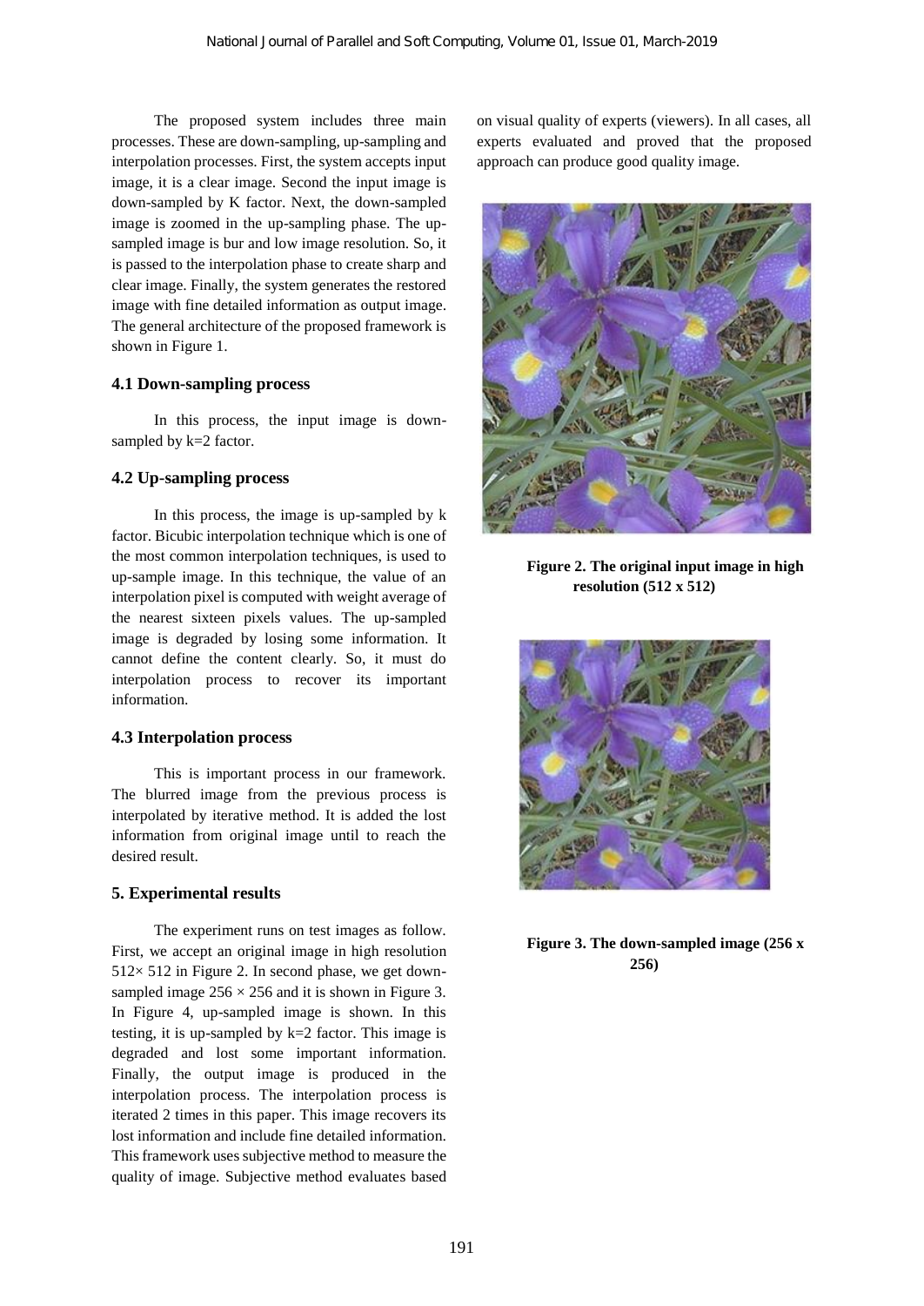The proposed system includes three main processes. These are down-sampling, up-sampling and interpolation processes. First, the system accepts input image, it is a clear image. Second the input image is down-sampled by K factor. Next, the down-sampled image is zoomed in the up-sampling phase. The up-sampled image is bur and low image resolution. So, it is passed to the interpolation phase to create sharp and clear image. Finally, the system generates the restored image with fine detailed information as output image. The general architecture of the proposed framework is shown in Figure 1.

### 4.1 Down-sampling process

In this process, the input image is down-sampled by k=2 factor.

### 4.2 Up-sampling process

In this process, the image is up-sampled by k factor. Bicubic interpolation technique which is one of the most common interpolation techniques, is used to up-sample image. In this technique, the value of an interpolation pixel is computed with weight average of the nearest sixteen pixels values. The up-sampled image is degraded by losing some information. It cannot define the content clearly. So, it must do interpolation process to recover its important information.

### 4.3 Interpolation process

This is important process in our framework. The blurred image from the previous process is interpolated by iterative method. It is added the lost information from original image until to reach the desired result.

## 5. Experimental results

The experiment runs on test images as follow. First, we accept an original image in high resolution $512 \times 512$ in Figure 2. In second phase, we get down-sampled image $256 \times 256$ and it is shown in Figure 3. In Figure 4, up-sampled image is shown. In this testing, it is up-sampled by k=2 factor. This image is degraded and lost some important information. Finally, the output image is produced in the interpolation process. The interpolation process is iterated 2 times in this paper. This image recovers its lost information and include fine detailed information. This framework uses subjective method to measure the quality of image. Subjective method evaluates based on visual quality of experts (viewers). In all cases, all experts evaluated and proved that the proposed approach can produce good quality image.

**Figure 2. The original input image in high resolution (512 x 512)**

**Figure 3. The down-sampled image (256 x 256)**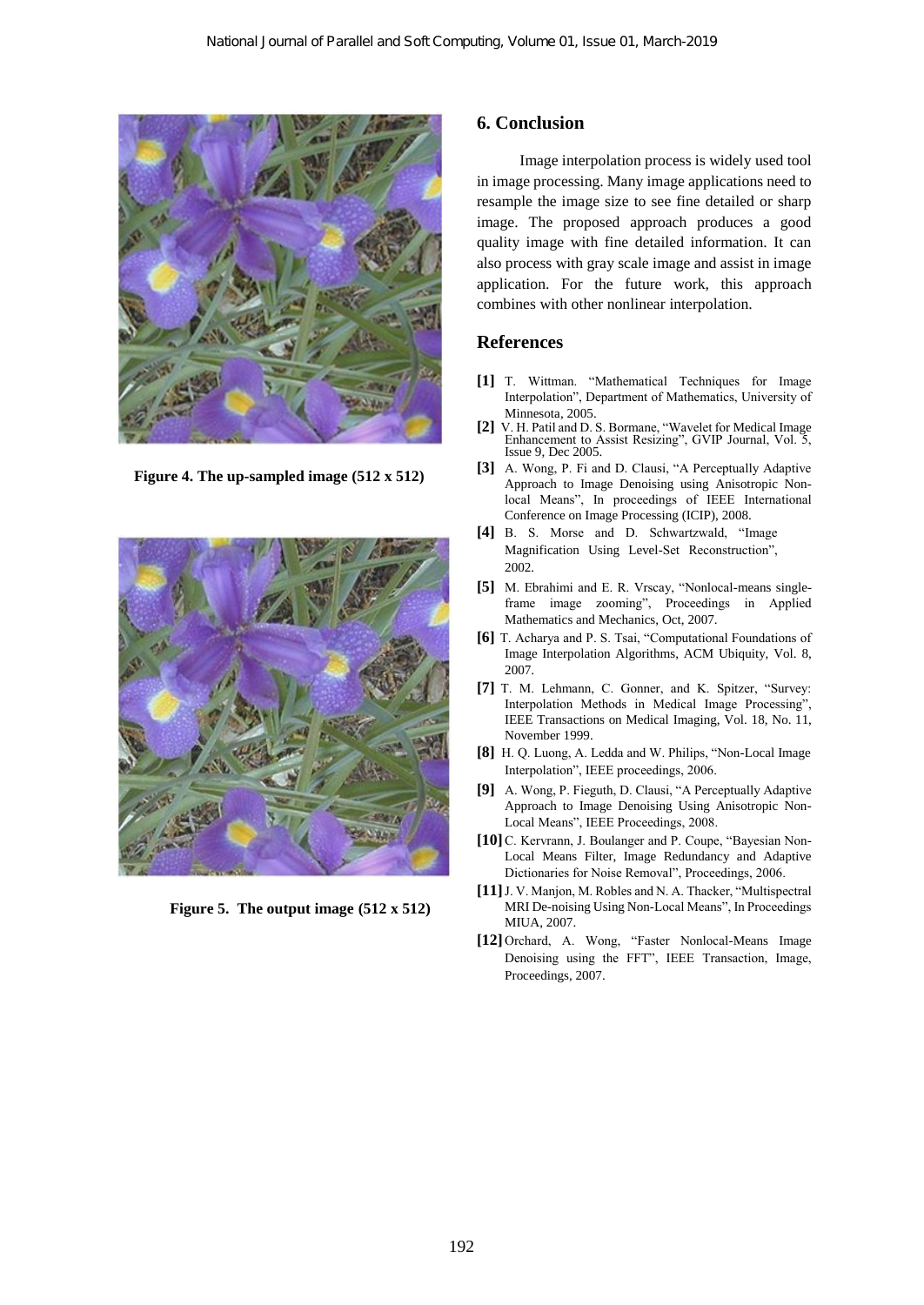Figure 4. The up-sampled image (512 x 512)

Figure 5. The output image (512 x 512)

## 6. Conclusion

Image interpolation process is widely used tool in image processing. Many image applications need to resample the image size to see fine detailed or sharp image. The proposed approach produces a good quality image with fine detailed information. It can also process with gray scale image and assist in image application. For the future work, this approach combines with other nonlinear interpolation.

## References

**[1]** T. Wittman. "Mathematical Techniques for Image Interpolation", Department of Mathematics, University of Minnesota, 2005.

**[2]** V. H. Patil and D. S. Bormane, "Wavelet for Medical Image Enhancement to Assist Resizing", GVIP Journal, Vol. 5, Issue 9, Dec 2005.

**[3]** A. Wong, P. Fi and D. Clausi, "A Perceptually Adaptive Approach to Image Denoising using Anisotropic Non-local Means", In proceedings of IEEE International Conference on Image Processing (ICIP), 2008.

**[4]** B. S. Morse and D. Schwartzwald, "Image Magnification Using Level-Set Reconstruction", 2002.

**[5]** M. Ebrahimi and E. R. Vrscay, "Nonlocal-means single-frame image zooming", Proceedings in Applied Mathematics and Mechanics, Oct, 2007.

**[6]** T. Acharya and P. S. Tsai, "Computational Foundations of Image Interpolation Algorithms, ACM Ubiquity, Vol. 8, 2007.

**[7]** T. M. Lehmann, C. Gonner, and K. Spitzer, "Survey: Interpolation Methods in Medical Image Processing", IEEE Transactions on Medical Imaging, Vol. 18, No. 11, November 1999.

**[8]** H. Q. Luong, A. Ledda and W. Philips, "Non-Local Image Interpolation", IEEE proceedings, 2006.

**[9]** A. Wong, P. Fieguth, D. Clausi, "A Perceptually Adaptive Approach to Image Denoising Using Anisotropic Non-Local Means", IEEE Proceedings, 2008.

**[10]** C. Kervrann, J. Boulanger and P. Coupe, "Bayesian Non-Local Means Filter, Image Redundancy and Adaptive Dictionaries for Noise Removal", Proceedings, 2006.

**[11]** J. V. Manjon, M. Robles and N. A. Thacker, "Multispectral MRI De-noising Using Non-Local Means", In Proceedings MIUA, 2007.

**[12]** Orchard, A. Wong, "Faster Nonlocal-Means Image Denoising using the FFT", IEEE Transaction, Image, Proceedings, 2007.